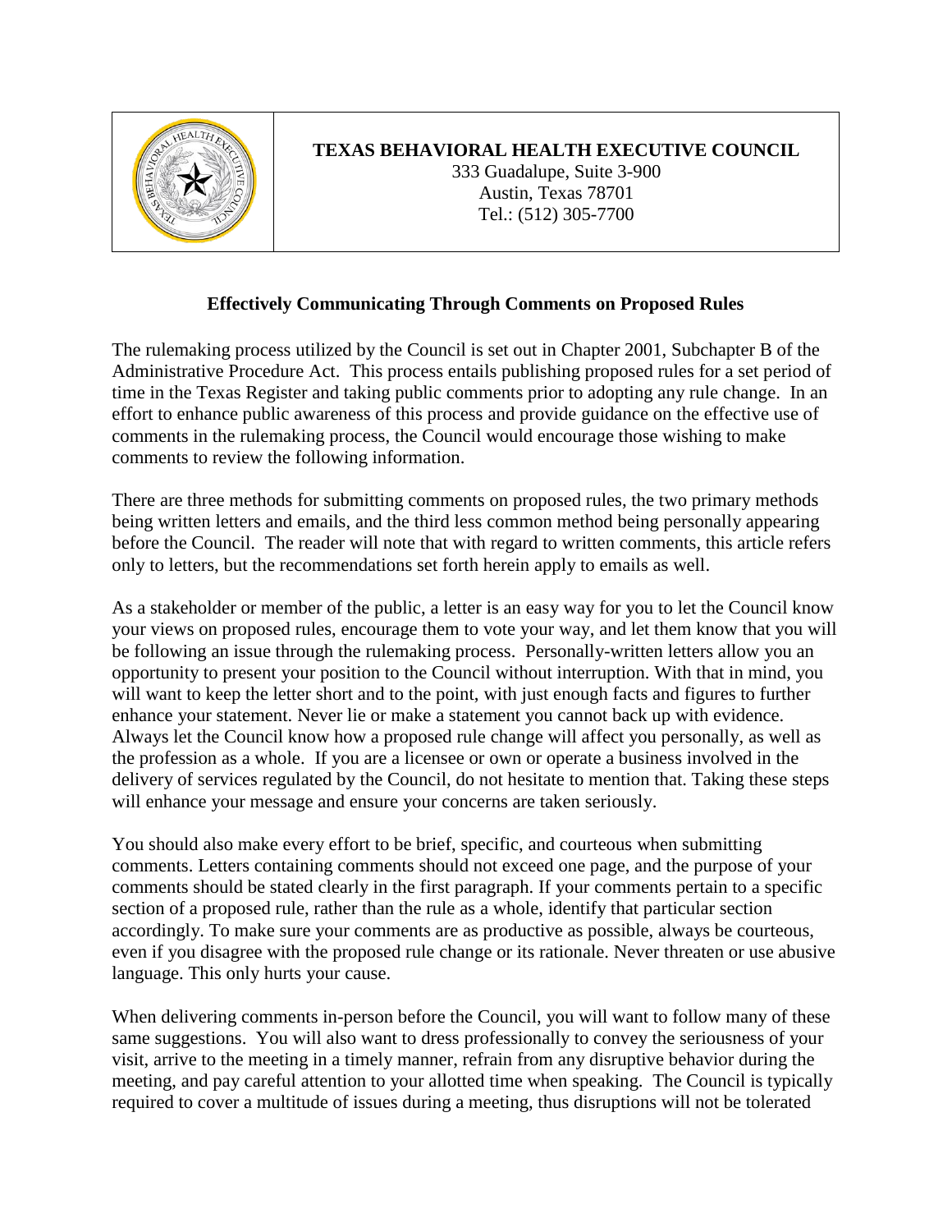**TEXAS BEHAVIORAL HEALTH EXECUTIVE COUNCIL**
333 Guadalupe, Suite 3-900
Austin, Texas 78701
Tel.: (512) 305-7700

## Effectively Communicating Through Comments on Proposed Rules

The rulemaking process utilized by the Council is set out in Chapter 2001, Subchapter B of the Administrative Procedure Act. This process entails publishing proposed rules for a set period of time in the Texas Register and taking public comments prior to adopting any rule change. In an effort to enhance public awareness of this process and provide guidance on the effective use of comments in the rulemaking process, the Council would encourage those wishing to make comments to review the following information.

There are three methods for submitting comments on proposed rules, the two primary methods being written letters and emails, and the third less common method being personally appearing before the Council. The reader will note that with regard to written comments, this article refers only to letters, but the recommendations set forth herein apply to emails as well.

As a stakeholder or member of the public, a letter is an easy way for you to let the Council know your views on proposed rules, encourage them to vote your way, and let them know that you will be following an issue through the rulemaking process. Personally-written letters allow you an opportunity to present your position to the Council without interruption. With that in mind, you will want to keep the letter short and to the point, with just enough facts and figures to further enhance your statement. Never lie or make a statement you cannot back up with evidence. Always let the Council know how a proposed rule change will affect you personally, as well as the profession as a whole. If you are a licensee or own or operate a business involved in the delivery of services regulated by the Council, do not hesitate to mention that. Taking these steps will enhance your message and ensure your concerns are taken seriously.

You should also make every effort to be brief, specific, and courteous when submitting comments. Letters containing comments should not exceed one page, and the purpose of your comments should be stated clearly in the first paragraph. If your comments pertain to a specific section of a proposed rule, rather than the rule as a whole, identify that particular section accordingly. To make sure your comments are as productive as possible, always be courteous, even if you disagree with the proposed rule change or its rationale. Never threaten or use abusive language. This only hurts your cause.

When delivering comments in-person before the Council, you will want to follow many of these same suggestions. You will also want to dress professionally to convey the seriousness of your visit, arrive to the meeting in a timely manner, refrain from any disruptive behavior during the meeting, and pay careful attention to your allotted time when speaking. The Council is typically required to cover a multitude of issues during a meeting, thus disruptions will not be tolerated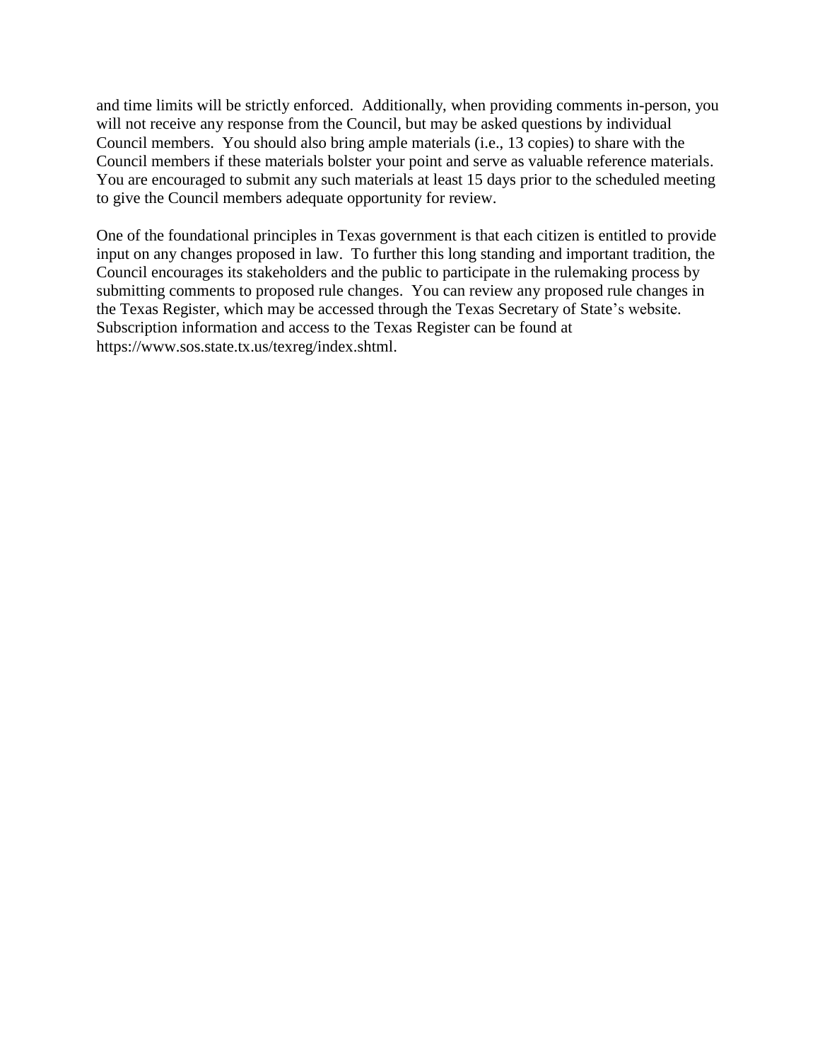and time limits will be strictly enforced. Additionally, when providing comments in-person, you will not receive any response from the Council, but may be asked questions by individual Council members. You should also bring ample materials (i.e., 13 copies) to share with the Council members if these materials bolster your point and serve as valuable reference materials. You are encouraged to submit any such materials at least 15 days prior to the scheduled meeting to give the Council members adequate opportunity for review.

One of the foundational principles in Texas government is that each citizen is entitled to provide input on any changes proposed in law. To further this long standing and important tradition, the Council encourages its stakeholders and the public to participate in the rulemaking process by submitting comments to proposed rule changes. You can review any proposed rule changes in the Texas Register, which may be accessed through the Texas Secretary of State's website. Subscription information and access to the Texas Register can be found at https://www.sos.state.tx.us/texreg/index.shtml.